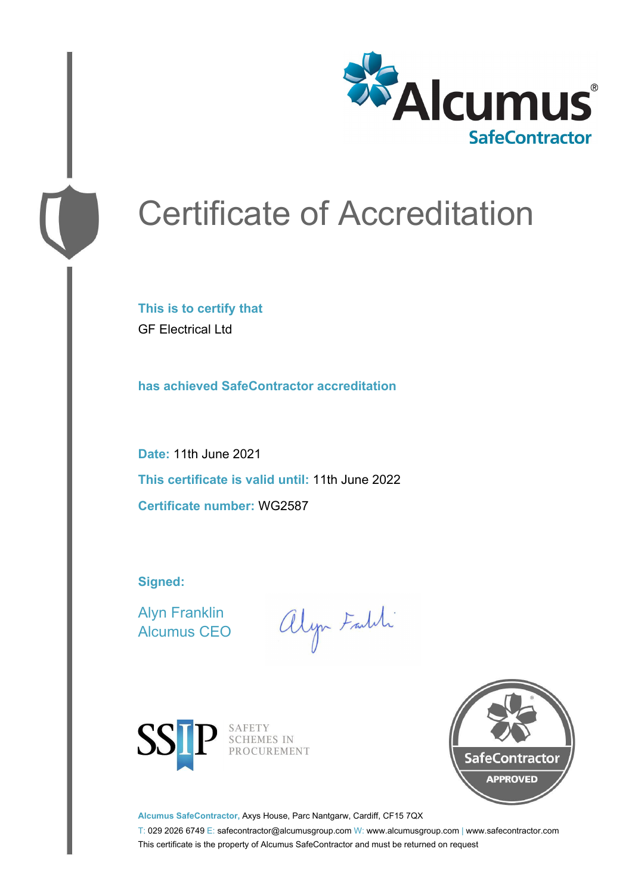Alcumus®
SafeContractor

# Certificate of Accreditation

**This is to certify that**
GF Electrical Ltd

**has achieved SafeContractor accreditation**

**Date:** 11th June 2021

**This certificate is valid until:** 11th June 2022

**Certificate number:** WG2587

**Signed:**

Alyn Franklin
Alcumus CEO

SSIP SAFETY SCHEMES IN PROCUREMENT

SafeContractor APPROVED

**Alcumus SafeContractor,** Axys House, Parc Nantgarw, Cardiff, CF15 7QX
T: 029 2026 6749 E: safecontractor@alcumusgroup.com W: www.alcumusgroup.com | www.safecontractor.com
This certificate is the property of Alcumus SafeContractor and must be returned on request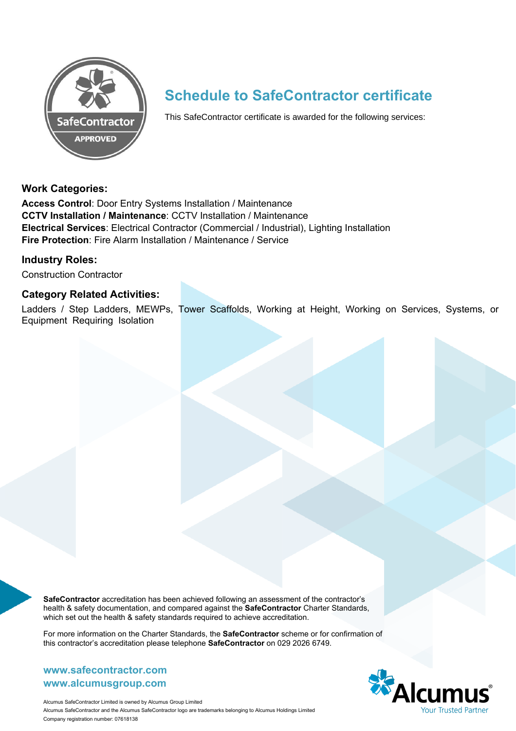# Schedule to SafeContractor certificate

This SafeContractor certificate is awarded for the following services:

## Work Categories:

**Access Control**: Door Entry Systems Installation / Maintenance
**CCTV Installation / Maintenance**: CCTV Installation / Maintenance
**Electrical Services**: Electrical Contractor (Commercial / Industrial), Lighting Installation
**Fire Protection**: Fire Alarm Installation / Maintenance / Service

## Industry Roles:

Construction Contractor

## Category Related Activities:

Ladders / Step Ladders, MEWPs, Tower Scaffolds, Working at Height, Working on Services, Systems, or Equipment Requiring Isolation

**SafeContractor** accreditation has been achieved following an assessment of the contractor's health & safety documentation, and compared against the **SafeContractor** Charter Standards, which set out the health & safety standards required to achieve accreditation.

For more information on the Charter Standards, the **SafeContractor** scheme or for confirmation of this contractor's accreditation please telephone **SafeContractor** on 029 2026 6749.

**www.safecontractor.com**
**www.alcumusgroup.com**

Alcumus SafeContractor Limited is owned by Alcumus Group Limited
Alcumus SafeContractor and the Alcumus SafeContractor logo are trademarks belonging to Alcumus Holdings Limited
Company registration number: 07618138

Alcumus® Your Trusted Partner